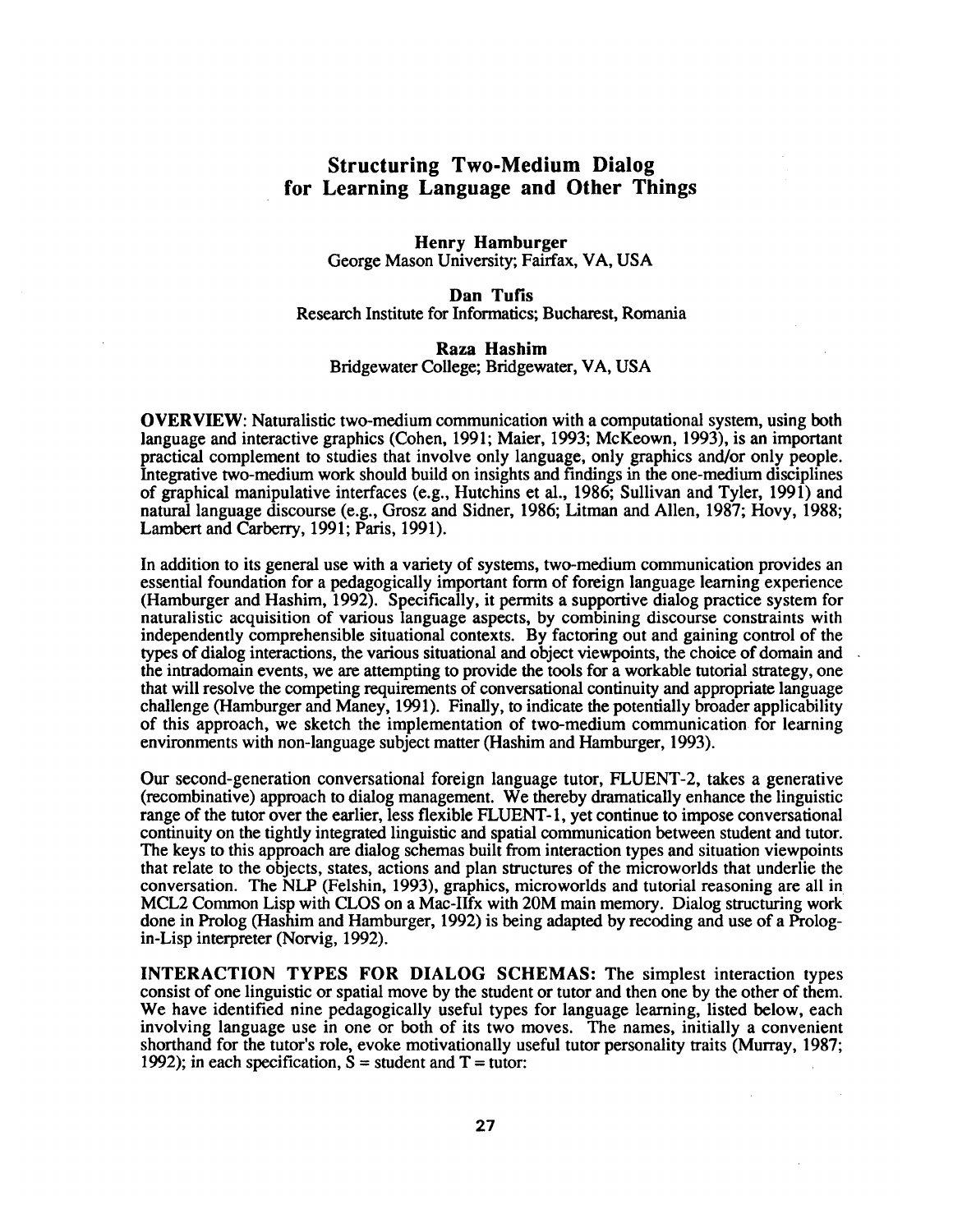# Structuring Two-Medium Dialog for Learning Language and Other Things

**Henry Hamburger**
George Mason University; Fairfax, VA, USA

**Dan Tufis**
Research Institute for Informatics; Bucharest, Romania

**Raza Hashim**
Bridgewater College; Bridgewater, VA, USA

**OVERVIEW**: Naturalistic two-medium communication with a computational system, using both language and interactive graphics (Cohen, 1991; Maier, 1993; McKeown, 1993), is an important practical complement to studies that involve only language, only graphics and/or only people. Integrative two-medium work should build on insights and findings in the one-medium disciplines of graphical manipulative interfaces (e.g., Hutchins et al., 1986; Sullivan and Tyler, 1991) and natural language discourse (e.g., Grosz and Sidner, 1986; Litman and Allen, 1987; Hovy, 1988; Lambert and Carberry, 1991; Paris, 1991).

In addition to its general use with a variety of systems, two-medium communication provides an essential foundation for a pedagogically important form of foreign language learning experience (Hamburger and Hashim, 1992). Specifically, it permits a supportive dialog practice system for naturalistic acquisition of various language aspects, by combining discourse constraints with independently comprehensible situational contexts. By factoring out and gaining control of the types of dialog interactions, the various situational and object viewpoints, the choice of domain and the intradomain events, we are attempting to provide the tools for a workable tutorial strategy, one that will resolve the competing requirements of conversational continuity and appropriate language challenge (Hamburger and Maney, 1991). Finally, to indicate the potentially broader applicability of this approach, we sketch the implementation of two-medium communication for learning environments with non-language subject matter (Hashim and Hamburger, 1993).

Our second-generation conversational foreign language tutor, FLUENT-2, takes a generative (recombinative) approach to dialog management. We thereby dramatically enhance the linguistic range of the tutor over the earlier, less flexible FLUENT-1, yet continue to impose conversational continuity on the tightly integrated linguistic and spatial communication between student and tutor. The keys to this approach are dialog schemas built from interaction types and situation viewpoints that relate to the objects, states, actions and plan structures of the microworlds that underlie the conversation. The NLP (Felshin, 1993), graphics, microworlds and tutorial reasoning are all in MCL2 Common Lisp with CLOS on a Mac-IIfx with 20M main memory. Dialog structuring work done in Prolog (Hashim and Hamburger, 1992) is being adapted by recoding and use of a Prolog-in-Lisp interpreter (Norvig, 1992).

**INTERACTION TYPES FOR DIALOG SCHEMAS**: The simplest interaction types consist of one linguistic or spatial move by the student or tutor and then one by the other of them. We have identified nine pedagogically useful types for language learning, listed below, each involving language use in one or both of its two moves. The names, initially a convenient shorthand for the tutor's role, evoke motivationally useful tutor personality traits (Murray, 1987; 1992); in each specification, S = student and T = tutor: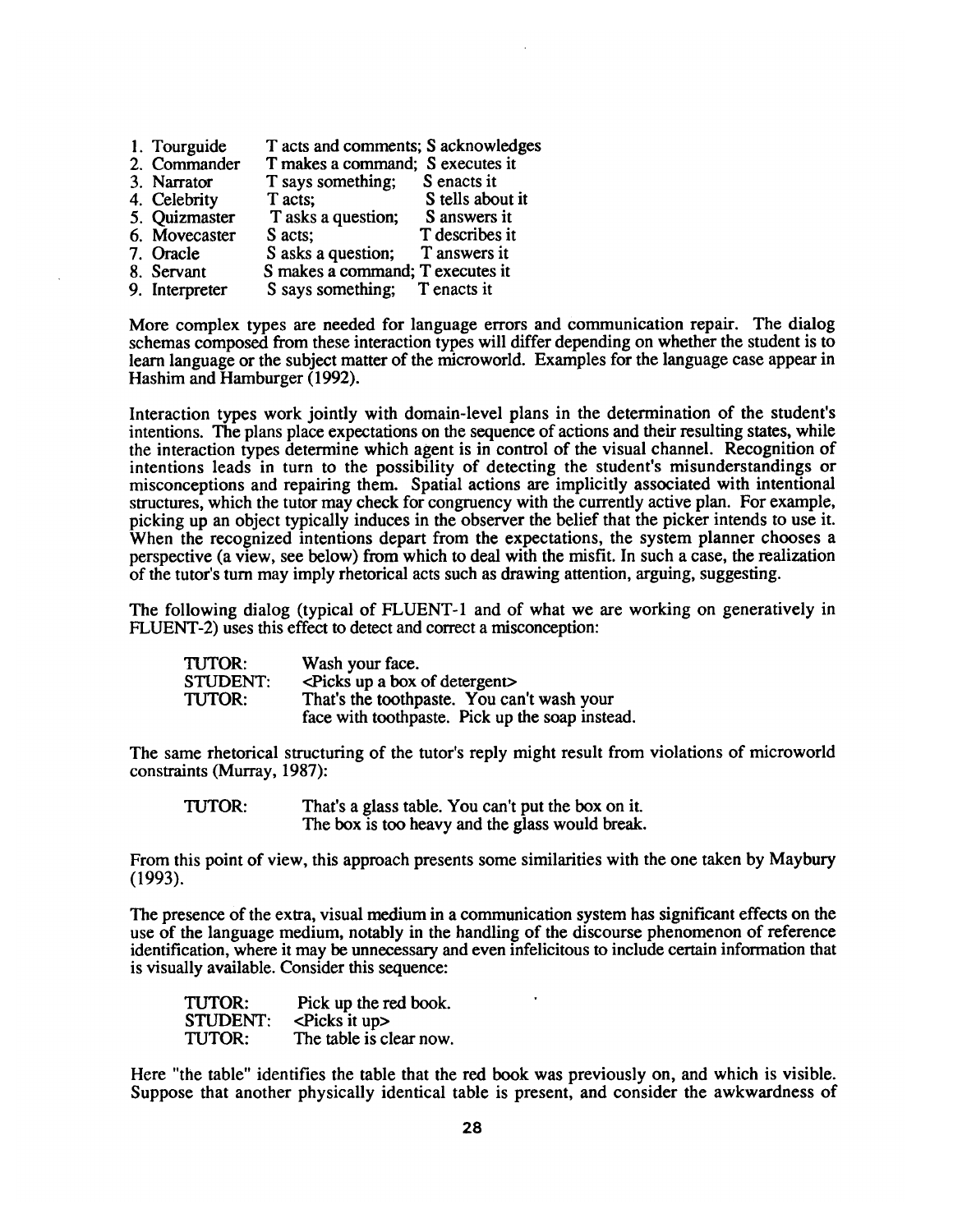1. Tourguide — T acts and comments; S acknowledges
2. Commander — T makes a command; S executes it
3. Narrator — T says something; S enacts it
4. Celebrity — T acts; S tells about it
5. Quizmaster — T asks a question; S answers it
6. Movecaster — S acts; T describes it
7. Oracle — S asks a question; T answers it
8. Servant — S makes a command; T executes it
9. Interpreter — S says something; T enacts it

More complex types are needed for language errors and communication repair. The dialog schemas composed from these interaction types will differ depending on whether the student is to learn language or the subject matter of the microworld. Examples for the language case appear in Hashim and Hamburger (1992).

Interaction types work jointly with domain-level plans in the determination of the student's intentions. The plans place expectations on the sequence of actions and their resulting states, while the interaction types determine which agent is in control of the visual channel. Recognition of intentions leads in turn to the possibility of detecting the student's misunderstandings or misconceptions and repairing them. Spatial actions are implicitly associated with intentional structures, which the tutor may check for congruency with the currently active plan. For example, picking up an object typically induces in the observer the belief that the picker intends to use it. When the recognized intentions depart from the expectations, the system planner chooses a perspective (a view, see below) from which to deal with the misfit. In such a case, the realization of the tutor's turn may imply rhetorical acts such as drawing attention, arguing, suggesting.

The following dialog (typical of FLUENT-1 and of what we are working on generatively in FLUENT-2) uses this effect to detect and correct a misconception:

> TUTOR: Wash your face.
> STUDENT: <Picks up a box of detergent>
> TUTOR: That's the toothpaste. You can't wash your face with toothpaste. Pick up the soap instead.

The same rhetorical structuring of the tutor's reply might result from violations of microworld constraints (Murray, 1987):

> TUTOR: That's a glass table. You can't put the box on it. The box is too heavy and the glass would break.

From this point of view, this approach presents some similarities with the one taken by Maybury (1993).

The presence of the extra, visual medium in a communication system has significant effects on the use of the language medium, notably in the handling of the discourse phenomenon of reference identification, where it may be unnecessary and even infelicitous to include certain information that is visually available. Consider this sequence:

> TUTOR: Pick up the red book.
> STUDENT: <Picks it up>
> TUTOR: The table is clear now.

Here "the table" identifies the table that the red book was previously on, and which is visible. Suppose that another physically identical table is present, and consider the awkwardness of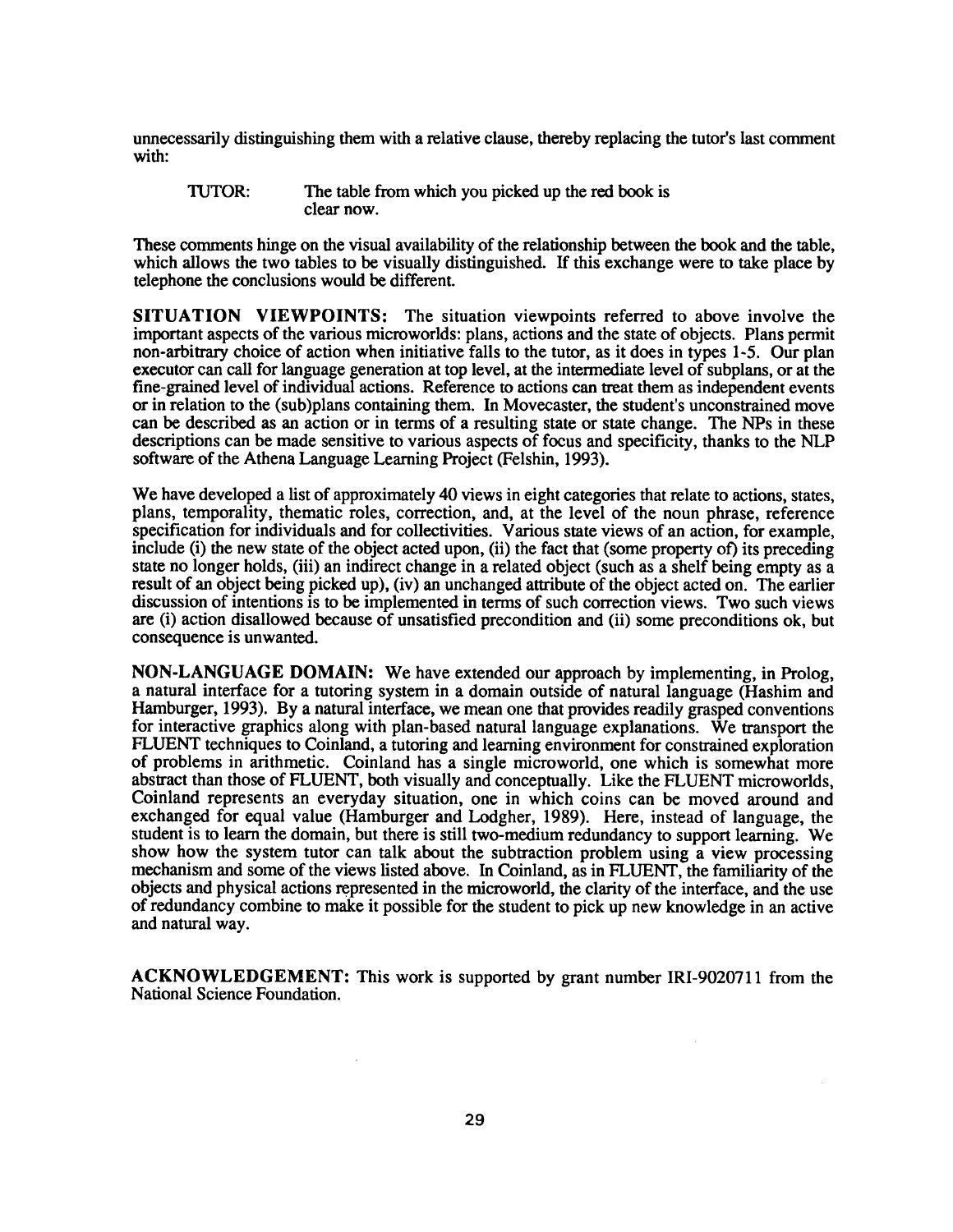unnecessarily distinguishing them with a relative clause, thereby replacing the tutor's last comment with:

> TUTOR: The table from which you picked up the red book is clear now.

These comments hinge on the visual availability of the relationship between the book and the table, which allows the two tables to be visually distinguished. If this exchange were to take place by telephone the conclusions would be different.

**SITUATION VIEWPOINTS:** The situation viewpoints referred to above involve the important aspects of the various microworlds: plans, actions and the state of objects. Plans permit non-arbitrary choice of action when initiative falls to the tutor, as it does in types 1-5. Our plan executor can call for language generation at top level, at the intermediate level of subplans, or at the fine-grained level of individual actions. Reference to actions can treat them as independent events or in relation to the (sub)plans containing them. In Movecaster, the student's unconstrained move can be described as an action or in terms of a resulting state or state change. The NPs in these descriptions can be made sensitive to various aspects of focus and specificity, thanks to the NLP software of the Athena Language Learning Project (Felshin, 1993).

We have developed a list of approximately 40 views in eight categories that relate to actions, states, plans, temporality, thematic roles, correction, and, at the level of the noun phrase, reference specification for individuals and for collectivities. Various state views of an action, for example, include (i) the new state of the object acted upon, (ii) the fact that (some property of) its preceding state no longer holds, (iii) an indirect change in a related object (such as a shelf being empty as a result of an object being picked up), (iv) an unchanged attribute of the object acted on. The earlier discussion of intentions is to be implemented in terms of such correction views. Two such views are (i) action disallowed because of unsatisfied precondition and (ii) some preconditions ok, but consequence is unwanted.

**NON-LANGUAGE DOMAIN:** We have extended our approach by implementing, in Prolog, a natural interface for a tutoring system in a domain outside of natural language (Hashim and Hamburger, 1993). By a natural interface, we mean one that provides readily grasped conventions for interactive graphics along with plan-based natural language explanations. We transport the FLUENT techniques to Coinland, a tutoring and learning environment for constrained exploration of problems in arithmetic. Coinland has a single microworld, one which is somewhat more abstract than those of FLUENT, both visually and conceptually. Like the FLUENT microworlds, Coinland represents an everyday situation, one in which coins can be moved around and exchanged for equal value (Hamburger and Lodgher, 1989). Here, instead of language, the student is to learn the domain, but there is still two-medium redundancy to support learning. We show how the system tutor can talk about the subtraction problem using a view processing mechanism and some of the views listed above. In Coinland, as in FLUENT, the familiarity of the objects and physical actions represented in the microworld, the clarity of the interface, and the use of redundancy combine to make it possible for the student to pick up new knowledge in an active and natural way.

**ACKNOWLEDGEMENT:** This work is supported by grant number IRI-9020711 from the National Science Foundation.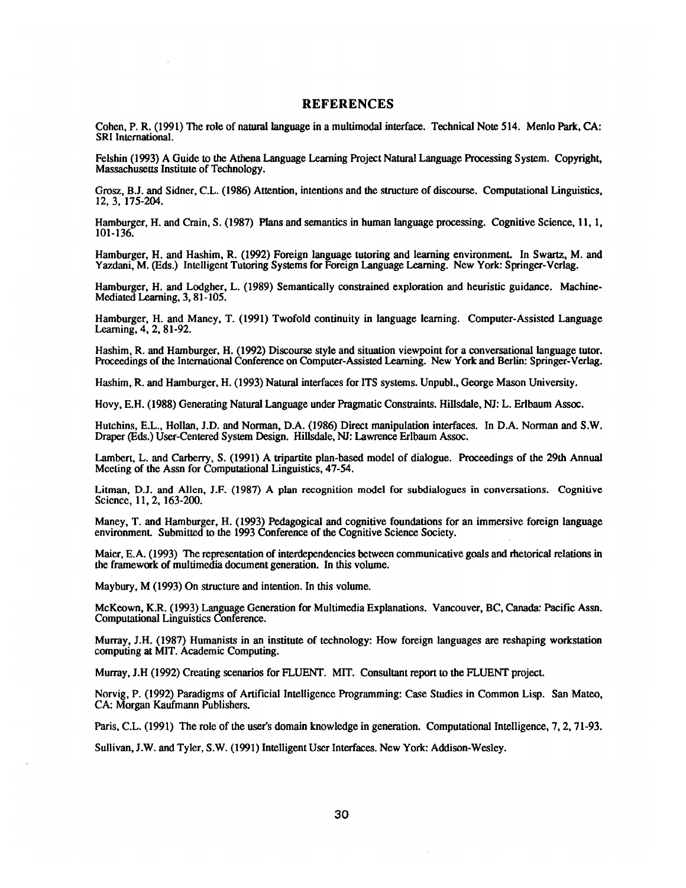## REFERENCES

Cohen, P. R. (1991) The role of natural language in a multimodal interface. Technical Note 514. Menlo Park, CA: SRI International.

Felshin (1993) A Guide to the Athena Language Learning Project Natural Language Processing System. Copyright, Massachusetts Institute of Technology.

Grosz, B.J. and Sidner, C.L. (1986) Attention, intentions and the structure of discourse. Computational Linguistics, 12, 3, 175-204.

Hamburger, H. and Crain, S. (1987) Plans and semantics in human language processing. Cognitive Science, 11, 1, 101-136.

Hamburger, H. and Hashim, R. (1992) Foreign language tutoring and learning environment. In Swartz, M. and Yazdani, M. (Eds.) Intelligent Tutoring Systems for Foreign Language Learning. New York: Springer-Verlag.

Hamburger, H. and Lodgher, L. (1989) Semantically constrained exploration and heuristic guidance. Machine-Mediated Learning, 3, 81-105.

Hamburger, H. and Maney, T. (1991) Twofold continuity in language learning. Computer-Assisted Language Learning, 4, 2, 81-92.

Hashim, R. and Hamburger, H. (1992) Discourse style and situation viewpoint for a conversational language tutor. Proceedings of the International Conference on Computer-Assisted Learning. New York and Berlin: Springer-Verlag.

Hashim, R. and Hamburger, H. (1993) Natural interfaces for ITS systems. Unpubl., George Mason University.

Hovy, E.H. (1988) Generating Natural Language under Pragmatic Constraints. Hillsdale, NJ: L. Erlbaum Assoc.

Hutchins, E.L., Hollan, J.D. and Norman, D.A. (1986) Direct manipulation interfaces. In D.A. Norman and S.W. Draper (Eds.) User-Centered System Design. Hillsdale, NJ: Lawrence Erlbaum Assoc.

Lambert, L. and Carberry, S. (1991) A tripartite plan-based model of dialogue. Proceedings of the 29th Annual Meeting of the Assn for Computational Linguistics, 47-54.

Litman, D.J. and Allen, J.F. (1987) A plan recognition model for subdialogues in conversations. Cognitive Science, 11, 2, 163-200.

Maney, T. and Hamburger, H. (1993) Pedagogical and cognitive foundations for an immersive foreign language environment. Submitted to the 1993 Conference of the Cognitive Science Society.

Maier, E.A. (1993) The representation of interdependencies between communicative goals and rhetorical relations in the framework of multimedia document generation. In this volume.

Maybury, M (1993) On structure and intention. In this volume.

McKeown, K.R. (1993) Language Generation for Multimedia Explanations. Vancouver, BC, Canada: Pacific Assn. Computational Linguistics Conference.

Murray, J.H. (1987) Humanists in an institute of technology: How foreign languages are reshaping workstation computing at MIT. Academic Computing.

Murray, J.H (1992) Creating scenarios for FLUENT. MIT. Consultant report to the FLUENT project.

Norvig, P. (1992) Paradigms of Artificial Intelligence Programming: Case Studies in Common Lisp. San Mateo, CA: Morgan Kaufmann Publishers.

Paris, C.L. (1991) The role of the user's domain knowledge in generation. Computational Intelligence, 7, 2, 71-93.

Sullivan, J.W. and Tyler, S.W. (1991) Intelligent User Interfaces. New York: Addison-Wesley.